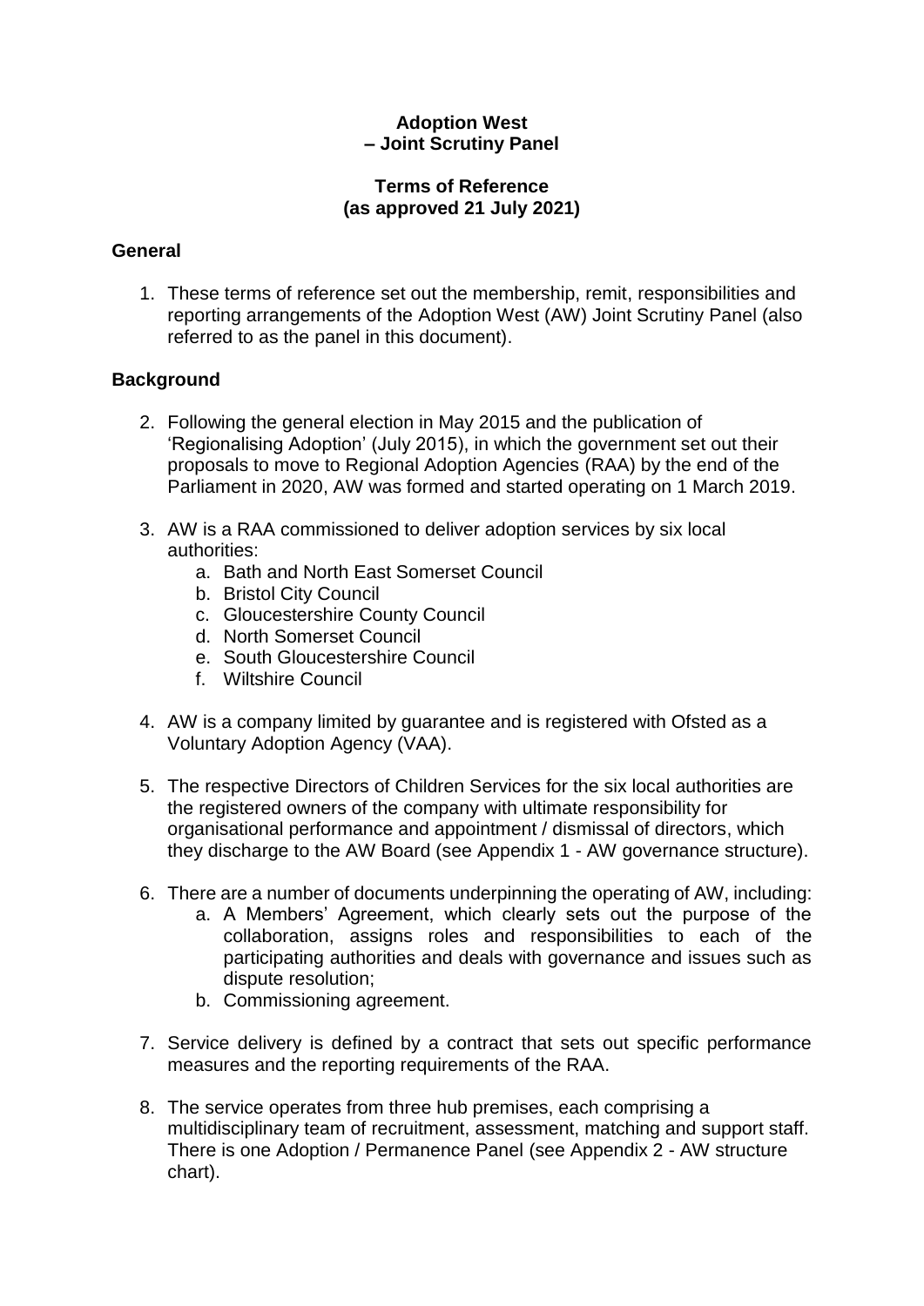# Adoption West
# – Joint Scrutiny Panel

## Terms of Reference
## (as approved 21 July 2021)

### General

1. These terms of reference set out the membership, remit, responsibilities and reporting arrangements of the Adoption West (AW) Joint Scrutiny Panel (also referred to as the panel in this document).

### Background

2. Following the general election in May 2015 and the publication of 'Regionalising Adoption' (July 2015), in which the government set out their proposals to move to Regional Adoption Agencies (RAA) by the end of the Parliament in 2020, AW was formed and started operating on 1 March 2019.

3. AW is a RAA commissioned to deliver adoption services by six local authorities:
    a. Bath and North East Somerset Council
    b. Bristol City Council
    c. Gloucestershire County Council
    d. North Somerset Council
    e. South Gloucestershire Council
    f. Wiltshire Council

4. AW is a company limited by guarantee and is registered with Ofsted as a Voluntary Adoption Agency (VAA).

5. The respective Directors of Children Services for the six local authorities are the registered owners of the company with ultimate responsibility for organisational performance and appointment / dismissal of directors, which they discharge to the AW Board (see Appendix 1 - AW governance structure).

6. There are a number of documents underpinning the operating of AW, including:
    a. A Members' Agreement, which clearly sets out the purpose of the collaboration, assigns roles and responsibilities to each of the participating authorities and deals with governance and issues such as dispute resolution;
    b. Commissioning agreement.

7. Service delivery is defined by a contract that sets out specific performance measures and the reporting requirements of the RAA.

8. The service operates from three hub premises, each comprising a multidisciplinary team of recruitment, assessment, matching and support staff. There is one Adoption / Permanence Panel (see Appendix 2 - AW structure chart).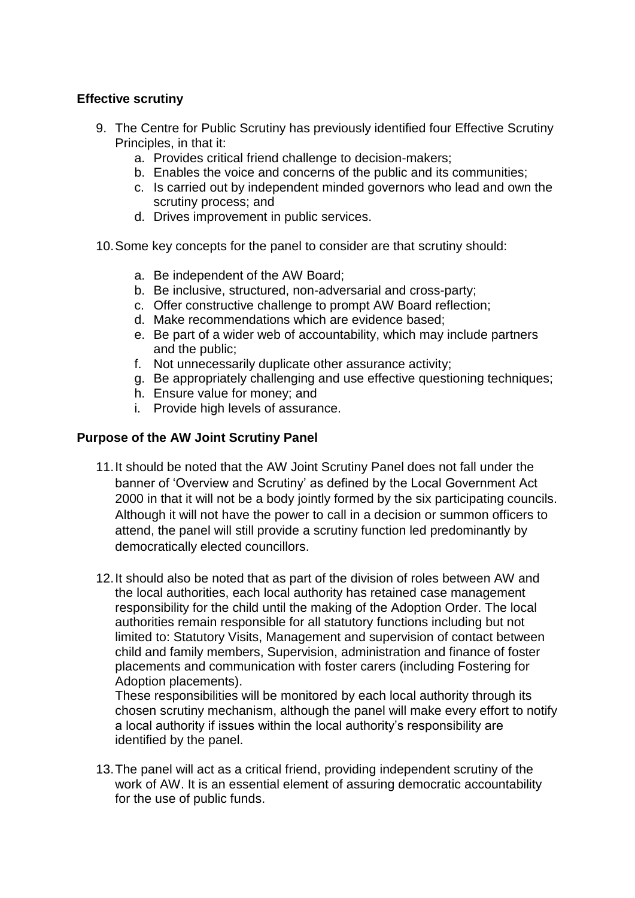**Effective scrutiny**

9. The Centre for Public Scrutiny has previously identified four Effective Scrutiny Principles, in that it:
    a. Provides critical friend challenge to decision-makers;
    b. Enables the voice and concerns of the public and its communities;
    c. Is carried out by independent minded governors who lead and own the scrutiny process; and
    d. Drives improvement in public services.

10. Some key concepts for the panel to consider are that scrutiny should:

    a. Be independent of the AW Board;
    b. Be inclusive, structured, non-adversarial and cross-party;
    c. Offer constructive challenge to prompt AW Board reflection;
    d. Make recommendations which are evidence based;
    e. Be part of a wider web of accountability, which may include partners and the public;
    f. Not unnecessarily duplicate other assurance activity;
    g. Be appropriately challenging and use effective questioning techniques;
    h. Ensure value for money; and
    i. Provide high levels of assurance.

**Purpose of the AW Joint Scrutiny Panel**

11. It should be noted that the AW Joint Scrutiny Panel does not fall under the banner of 'Overview and Scrutiny' as defined by the Local Government Act 2000 in that it will not be a body jointly formed by the six participating councils. Although it will not have the power to call in a decision or summon officers to attend, the panel will still provide a scrutiny function led predominantly by democratically elected councillors.

12. It should also be noted that as part of the division of roles between AW and the local authorities, each local authority has retained case management responsibility for the child until the making of the Adoption Order. The local authorities remain responsible for all statutory functions including but not limited to: Statutory Visits, Management and supervision of contact between child and family members, Supervision, administration and finance of foster placements and communication with foster carers (including Fostering for Adoption placements).
    These responsibilities will be monitored by each local authority through its chosen scrutiny mechanism, although the panel will make every effort to notify a local authority if issues within the local authority's responsibility are identified by the panel.

13. The panel will act as a critical friend, providing independent scrutiny of the work of AW. It is an essential element of assuring democratic accountability for the use of public funds.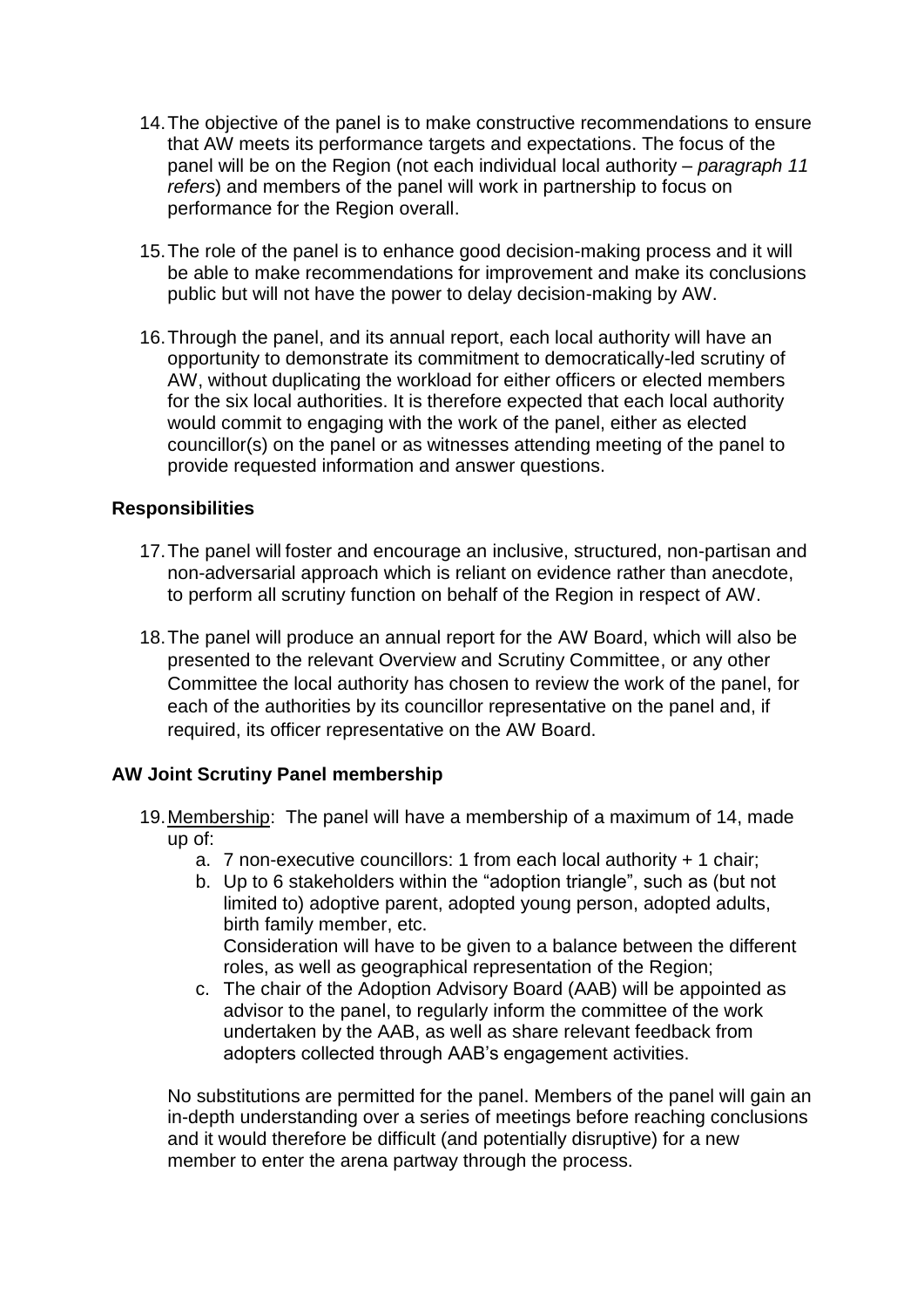14. The objective of the panel is to make constructive recommendations to ensure that AW meets its performance targets and expectations. The focus of the panel will be on the Region (not each individual local authority – *paragraph 11 refers*) and members of the panel will work in partnership to focus on performance for the Region overall.

15. The role of the panel is to enhance good decision-making process and it will be able to make recommendations for improvement and make its conclusions public but will not have the power to delay decision-making by AW.

16. Through the panel, and its annual report, each local authority will have an opportunity to demonstrate its commitment to democratically-led scrutiny of AW, without duplicating the workload for either officers or elected members for the six local authorities. It is therefore expected that each local authority would commit to engaging with the work of the panel, either as elected councillor(s) on the panel or as witnesses attending meeting of the panel to provide requested information and answer questions.

**Responsibilities**

17. The panel will foster and encourage an inclusive, structured, non-partisan and non-adversarial approach which is reliant on evidence rather than anecdote, to perform all scrutiny function on behalf of the Region in respect of AW.

18. The panel will produce an annual report for the AW Board, which will also be presented to the relevant Overview and Scrutiny Committee, or any other Committee the local authority has chosen to review the work of the panel, for each of the authorities by its councillor representative on the panel and, if required, its officer representative on the AW Board.

**AW Joint Scrutiny Panel membership**

19. Membership: The panel will have a membership of a maximum of 14, made up of:
    a. 7 non-executive councillors: 1 from each local authority + 1 chair;
    b. Up to 6 stakeholders within the "adoption triangle", such as (but not limited to) adoptive parent, adopted young person, adopted adults, birth family member, etc.
    Consideration will have to be given to a balance between the different roles, as well as geographical representation of the Region;
    c. The chair of the Adoption Advisory Board (AAB) will be appointed as advisor to the panel, to regularly inform the committee of the work undertaken by the AAB, as well as share relevant feedback from adopters collected through AAB's engagement activities.

    No substitutions are permitted for the panel. Members of the panel will gain an in-depth understanding over a series of meetings before reaching conclusions and it would therefore be difficult (and potentially disruptive) for a new member to enter the arena partway through the process.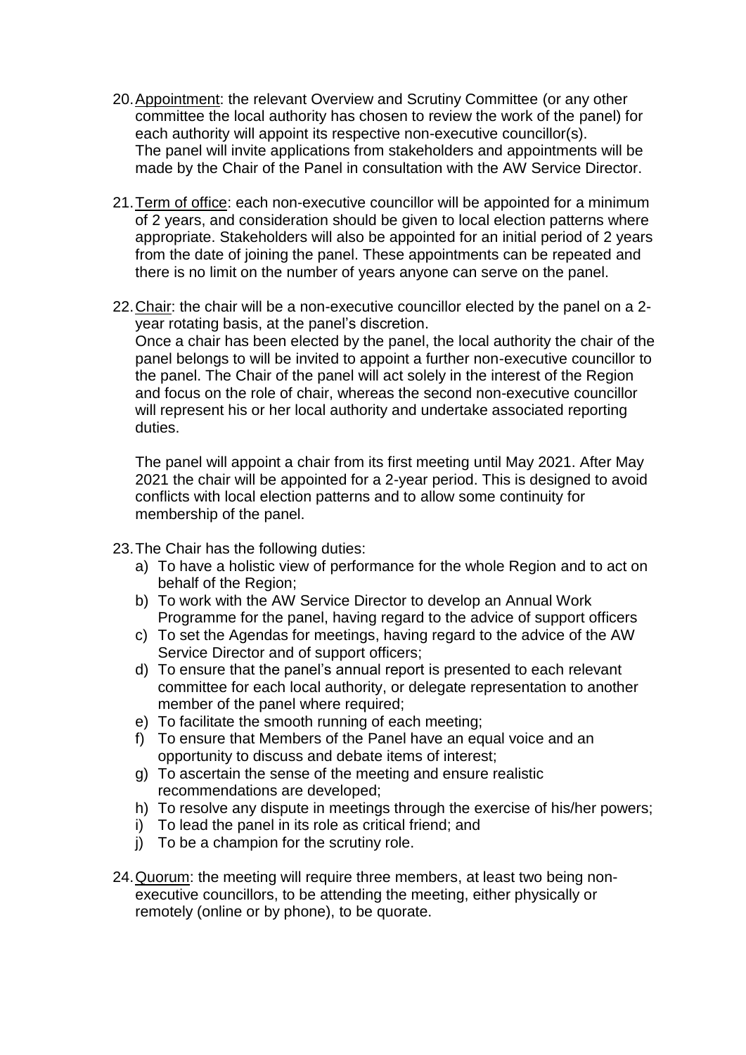20. Appointment: the relevant Overview and Scrutiny Committee (or any other committee the local authority has chosen to review the work of the panel) for each authority will appoint its respective non-executive councillor(s). The panel will invite applications from stakeholders and appointments will be made by the Chair of the Panel in consultation with the AW Service Director.

21. Term of office: each non-executive councillor will be appointed for a minimum of 2 years, and consideration should be given to local election patterns where appropriate. Stakeholders will also be appointed for an initial period of 2 years from the date of joining the panel. These appointments can be repeated and there is no limit on the number of years anyone can serve on the panel.

22. Chair: the chair will be a non-executive councillor elected by the panel on a 2-year rotating basis, at the panel's discretion.
Once a chair has been elected by the panel, the local authority the chair of the panel belongs to will be invited to appoint a further non-executive councillor to the panel. The Chair of the panel will act solely in the interest of the Region and focus on the role of chair, whereas the second non-executive councillor will represent his or her local authority and undertake associated reporting duties.

    The panel will appoint a chair from its first meeting until May 2021. After May 2021 the chair will be appointed for a 2-year period. This is designed to avoid conflicts with local election patterns and to allow some continuity for membership of the panel.

23. The Chair has the following duties:
    a) To have a holistic view of performance for the whole Region and to act on behalf of the Region;
    b) To work with the AW Service Director to develop an Annual Work Programme for the panel, having regard to the advice of support officers
    c) To set the Agendas for meetings, having regard to the advice of the AW Service Director and of support officers;
    d) To ensure that the panel's annual report is presented to each relevant committee for each local authority, or delegate representation to another member of the panel where required;
    e) To facilitate the smooth running of each meeting;
    f) To ensure that Members of the Panel have an equal voice and an opportunity to discuss and debate items of interest;
    g) To ascertain the sense of the meeting and ensure realistic recommendations are developed;
    h) To resolve any dispute in meetings through the exercise of his/her powers;
    i) To lead the panel in its role as critical friend; and
    j) To be a champion for the scrutiny role.

24. Quorum: the meeting will require three members, at least two being non-executive councillors, to be attending the meeting, either physically or remotely (online or by phone), to be quorate.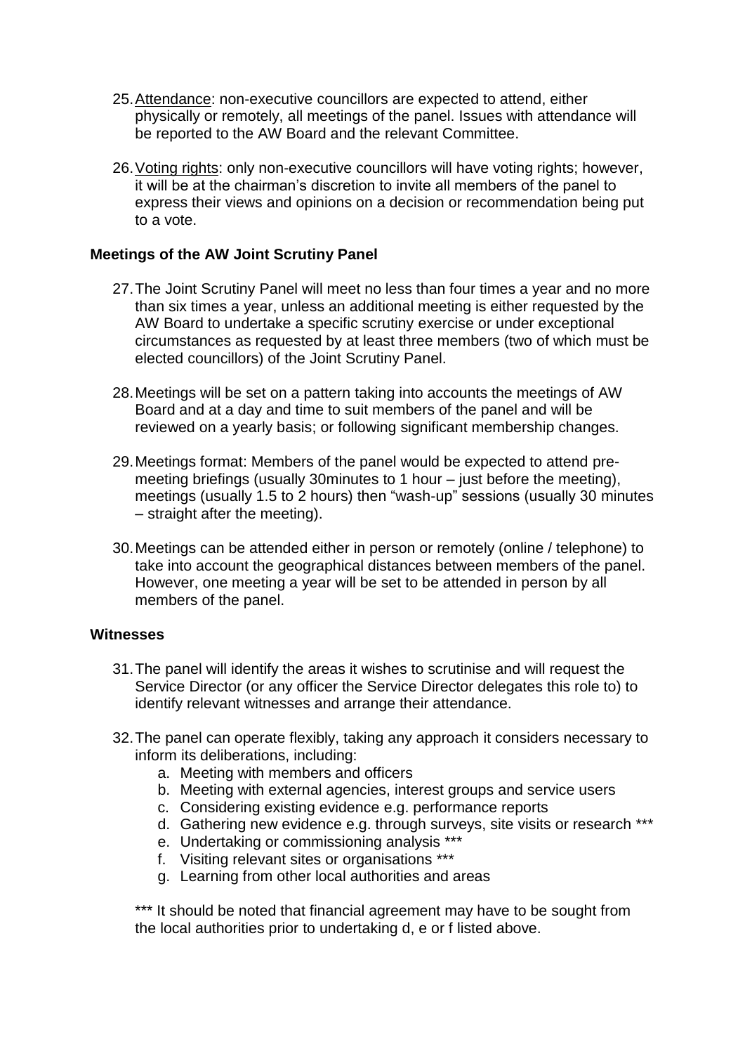25. <u>Attendance</u>: non-executive councillors are expected to attend, either physically or remotely, all meetings of the panel. Issues with attendance will be reported to the AW Board and the relevant Committee.

26. <u>Voting rights</u>: only non-executive councillors will have voting rights; however, it will be at the chairman's discretion to invite all members of the panel to express their views and opinions on a decision or recommendation being put to a vote.

**Meetings of the AW Joint Scrutiny Panel**

27. The Joint Scrutiny Panel will meet no less than four times a year and no more than six times a year, unless an additional meeting is either requested by the AW Board to undertake a specific scrutiny exercise or under exceptional circumstances as requested by at least three members (two of which must be elected councillors) of the Joint Scrutiny Panel.

28. Meetings will be set on a pattern taking into accounts the meetings of AW Board and at a day and time to suit members of the panel and will be reviewed on a yearly basis; or following significant membership changes.

29. Meetings format: Members of the panel would be expected to attend pre-meeting briefings (usually 30minutes to 1 hour – just before the meeting), meetings (usually 1.5 to 2 hours) then "wash-up" sessions (usually 30 minutes – straight after the meeting).

30. Meetings can be attended either in person or remotely (online / telephone) to take into account the geographical distances between members of the panel. However, one meeting a year will be set to be attended in person by all members of the panel.

**Witnesses**

31. The panel will identify the areas it wishes to scrutinise and will request the Service Director (or any officer the Service Director delegates this role to) to identify relevant witnesses and arrange their attendance.

32. The panel can operate flexibly, taking any approach it considers necessary to inform its deliberations, including:
    a. Meeting with members and officers
    b. Meeting with external agencies, interest groups and service users
    c. Considering existing evidence e.g. performance reports
    d. Gathering new evidence e.g. through surveys, site visits or research ***
    e. Undertaking or commissioning analysis ***
    f. Visiting relevant sites or organisations ***
    g. Learning from other local authorities and areas

    *** It should be noted that financial agreement may have to be sought from the local authorities prior to undertaking d, e or f listed above.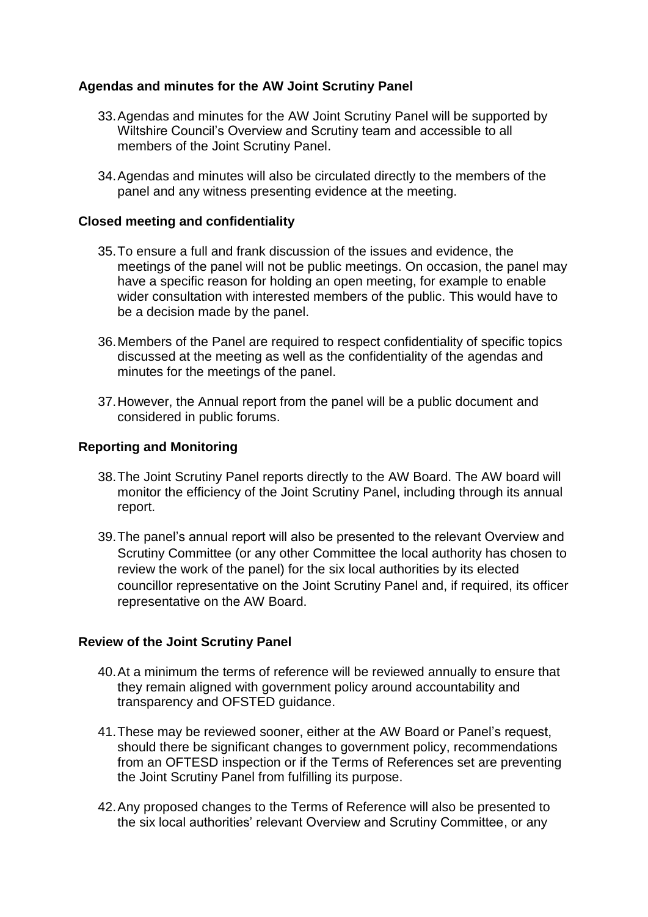**Agendas and minutes for the AW Joint Scrutiny Panel**

33. Agendas and minutes for the AW Joint Scrutiny Panel will be supported by Wiltshire Council's Overview and Scrutiny team and accessible to all members of the Joint Scrutiny Panel.

34. Agendas and minutes will also be circulated directly to the members of the panel and any witness presenting evidence at the meeting.

**Closed meeting and confidentiality**

35. To ensure a full and frank discussion of the issues and evidence, the meetings of the panel will not be public meetings. On occasion, the panel may have a specific reason for holding an open meeting, for example to enable wider consultation with interested members of the public. This would have to be a decision made by the panel.

36. Members of the Panel are required to respect confidentiality of specific topics discussed at the meeting as well as the confidentiality of the agendas and minutes for the meetings of the panel.

37. However, the Annual report from the panel will be a public document and considered in public forums.

**Reporting and Monitoring**

38. The Joint Scrutiny Panel reports directly to the AW Board. The AW board will monitor the efficiency of the Joint Scrutiny Panel, including through its annual report.

39. The panel's annual report will also be presented to the relevant Overview and Scrutiny Committee (or any other Committee the local authority has chosen to review the work of the panel) for the six local authorities by its elected councillor representative on the Joint Scrutiny Panel and, if required, its officer representative on the AW Board.

**Review of the Joint Scrutiny Panel**

40. At a minimum the terms of reference will be reviewed annually to ensure that they remain aligned with government policy around accountability and transparency and OFSTED guidance.

41. These may be reviewed sooner, either at the AW Board or Panel's request, should there be significant changes to government policy, recommendations from an OFTESD inspection or if the Terms of References set are preventing the Joint Scrutiny Panel from fulfilling its purpose.

42. Any proposed changes to the Terms of Reference will also be presented to the six local authorities' relevant Overview and Scrutiny Committee, or any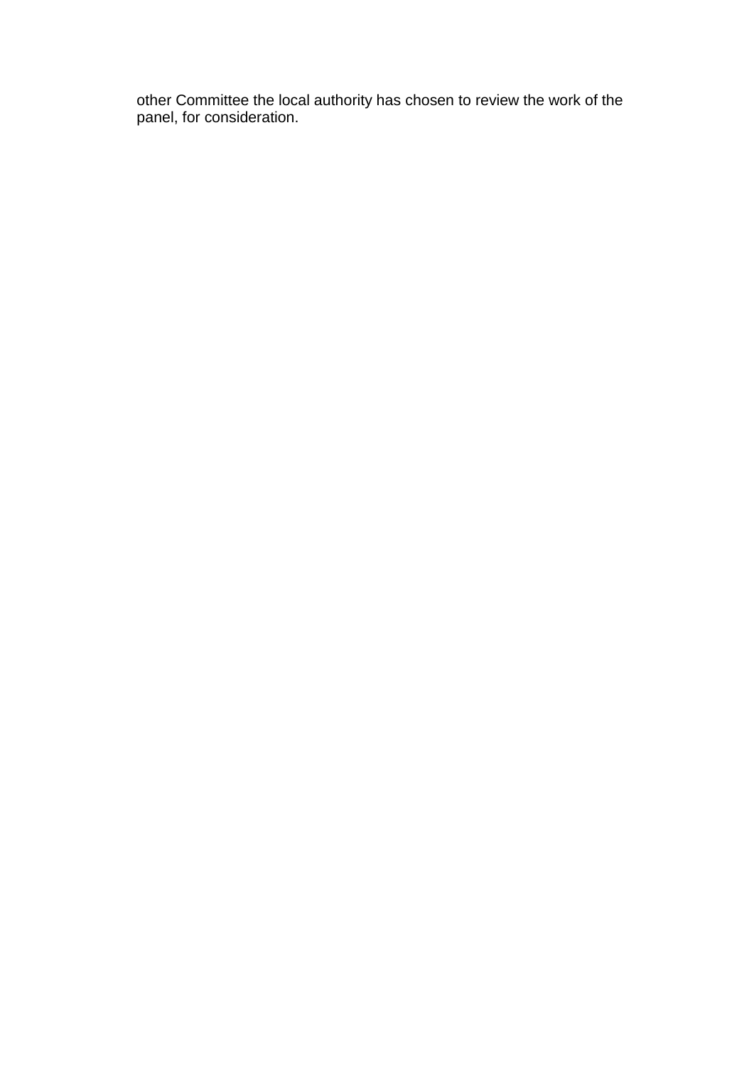other Committee the local authority has chosen to review the work of the panel, for consideration.